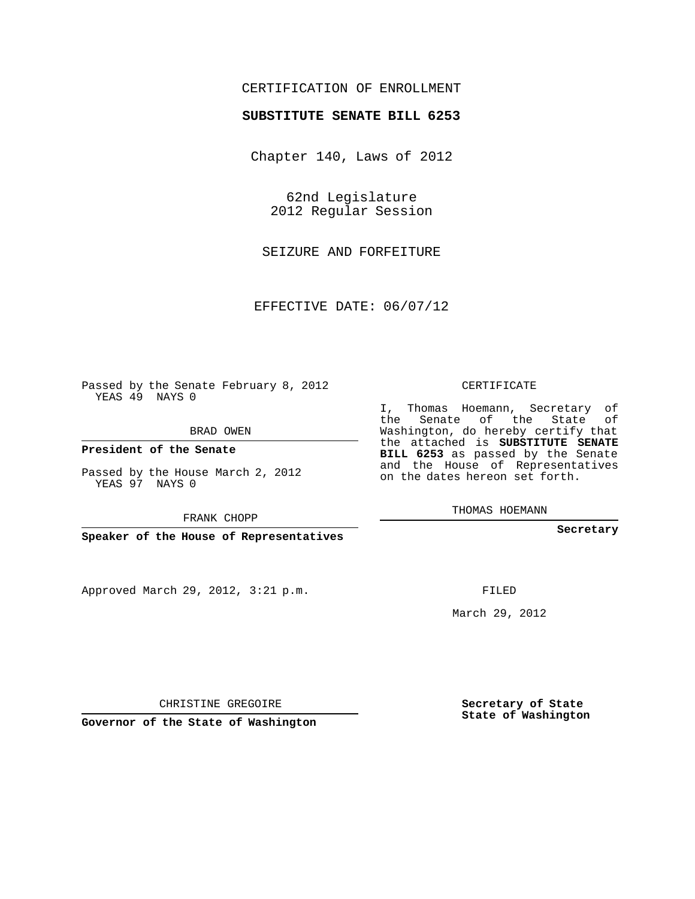CERTIFICATION OF ENROLLMENT

**SUBSTITUTE SENATE BILL 6253**

Chapter 140, Laws of 2012

62nd Legislature
2012 Regular Session

SEIZURE AND FORFEITURE

EFFECTIVE DATE: 06/07/12

Passed by the Senate February 8, 2012
YEAS 49 NAYS 0

BRAD OWEN

**President of the Senate**

Passed by the House March 2, 2012
YEAS 97 NAYS 0

FRANK CHOPP

**Speaker of the House of Representatives**

CERTIFICATE

I, Thomas Hoemann, Secretary of the Senate of the State of Washington, do hereby certify that the attached is **SUBSTITUTE SENATE BILL 6253** as passed by the Senate and the House of Representatives on the dates hereon set forth.

THOMAS HOEMANN

**Secretary**

Approved March 29, 2012, 3:21 p.m.

FILED

March 29, 2012

CHRISTINE GREGOIRE

**Governor of the State of Washington**

**Secretary of State**
**State of Washington**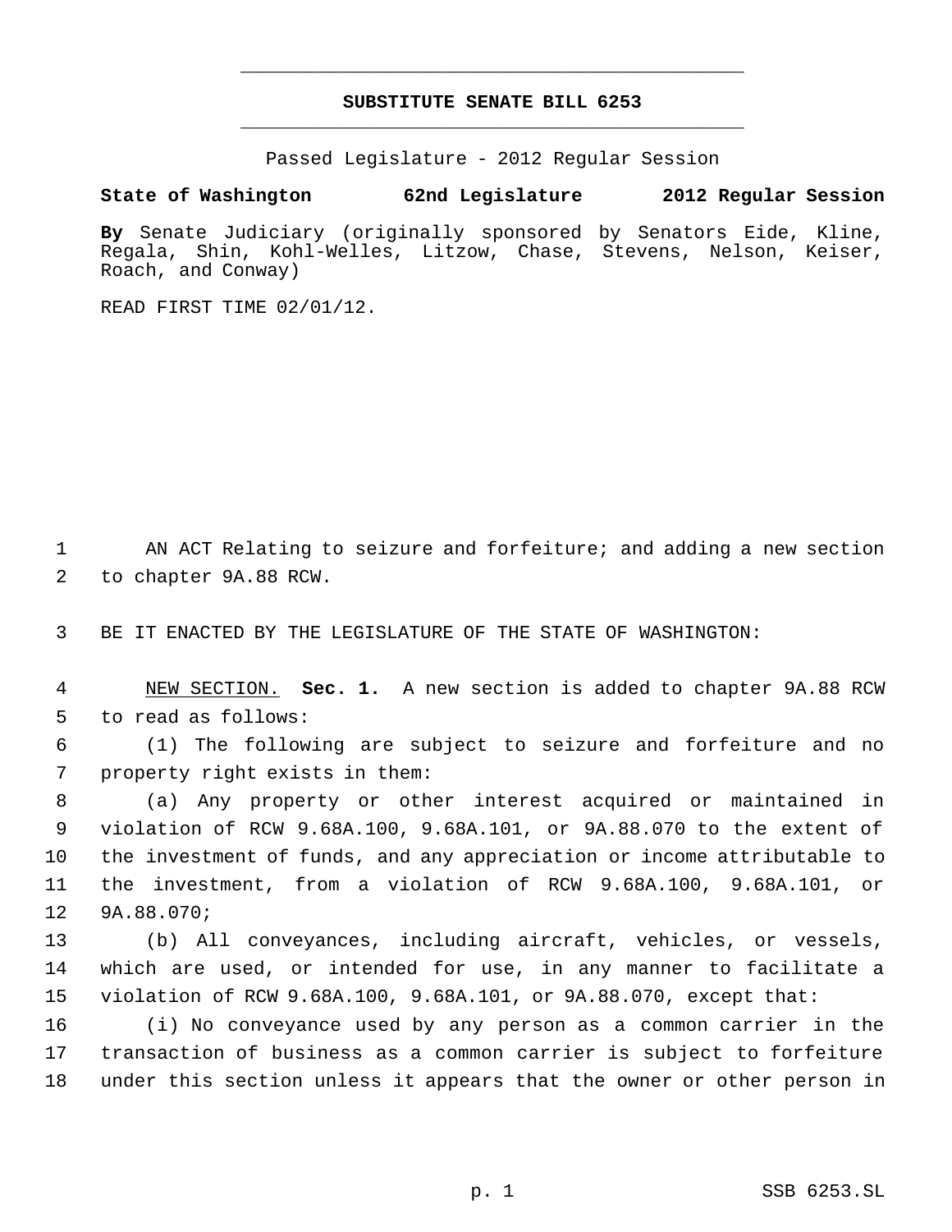# SUBSTITUTE SENATE BILL 6253

Passed Legislature - 2012 Regular Session

**State of Washington 62nd Legislature 2012 Regular Session**

**By** Senate Judiciary (originally sponsored by Senators Eide, Kline, Regala, Shin, Kohl-Welles, Litzow, Chase, Stevens, Nelson, Keiser, Roach, and Conway)

READ FIRST TIME 02/01/12.

AN ACT Relating to seizure and forfeiture; and adding a new section to chapter 9A.88 RCW.

BE IT ENACTED BY THE LEGISLATURE OF THE STATE OF WASHINGTON:

NEW SECTION. **Sec. 1.** A new section is added to chapter 9A.88 RCW to read as follows:

(1) The following are subject to seizure and forfeiture and no property right exists in them:

(a) Any property or other interest acquired or maintained in violation of RCW 9.68A.100, 9.68A.101, or 9A.88.070 to the extent of the investment of funds, and any appreciation or income attributable to the investment, from a violation of RCW 9.68A.100, 9.68A.101, or 9A.88.070;

(b) All conveyances, including aircraft, vehicles, or vessels, which are used, or intended for use, in any manner to facilitate a violation of RCW 9.68A.100, 9.68A.101, or 9A.88.070, except that:

(i) No conveyance used by any person as a common carrier in the transaction of business as a common carrier is subject to forfeiture under this section unless it appears that the owner or other person in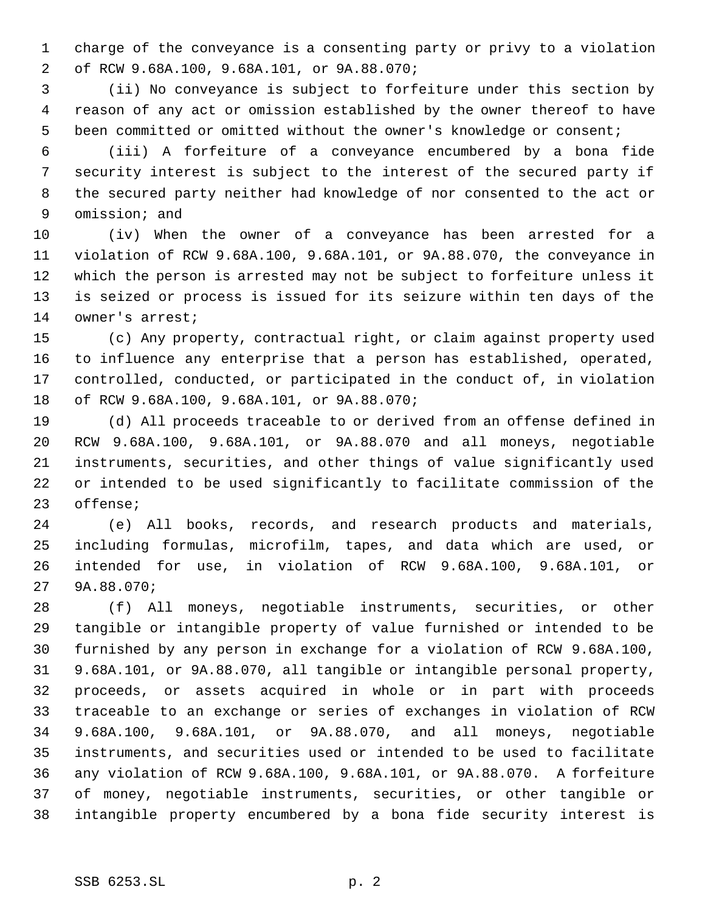charge of the conveyance is a consenting party or privy to a violation of RCW 9.68A.100, 9.68A.101, or 9A.88.070;

(ii) No conveyance is subject to forfeiture under this section by reason of any act or omission established by the owner thereof to have been committed or omitted without the owner's knowledge or consent;

(iii) A forfeiture of a conveyance encumbered by a bona fide security interest is subject to the interest of the secured party if the secured party neither had knowledge of nor consented to the act or omission; and

(iv) When the owner of a conveyance has been arrested for a violation of RCW 9.68A.100, 9.68A.101, or 9A.88.070, the conveyance in which the person is arrested may not be subject to forfeiture unless it is seized or process is issued for its seizure within ten days of the owner's arrest;

(c) Any property, contractual right, or claim against property used to influence any enterprise that a person has established, operated, controlled, conducted, or participated in the conduct of, in violation of RCW 9.68A.100, 9.68A.101, or 9A.88.070;

(d) All proceeds traceable to or derived from an offense defined in RCW 9.68A.100, 9.68A.101, or 9A.88.070 and all moneys, negotiable instruments, securities, and other things of value significantly used or intended to be used significantly to facilitate commission of the offense;

(e) All books, records, and research products and materials, including formulas, microfilm, tapes, and data which are used, or intended for use, in violation of RCW 9.68A.100, 9.68A.101, or 9A.88.070;

(f) All moneys, negotiable instruments, securities, or other tangible or intangible property of value furnished or intended to be furnished by any person in exchange for a violation of RCW 9.68A.100, 9.68A.101, or 9A.88.070, all tangible or intangible personal property, proceeds, or assets acquired in whole or in part with proceeds traceable to an exchange or series of exchanges in violation of RCW 9.68A.100, 9.68A.101, or 9A.88.070, and all moneys, negotiable instruments, and securities used or intended to be used to facilitate any violation of RCW 9.68A.100, 9.68A.101, or 9A.88.070. A forfeiture of money, negotiable instruments, securities, or other tangible or intangible property encumbered by a bona fide security interest is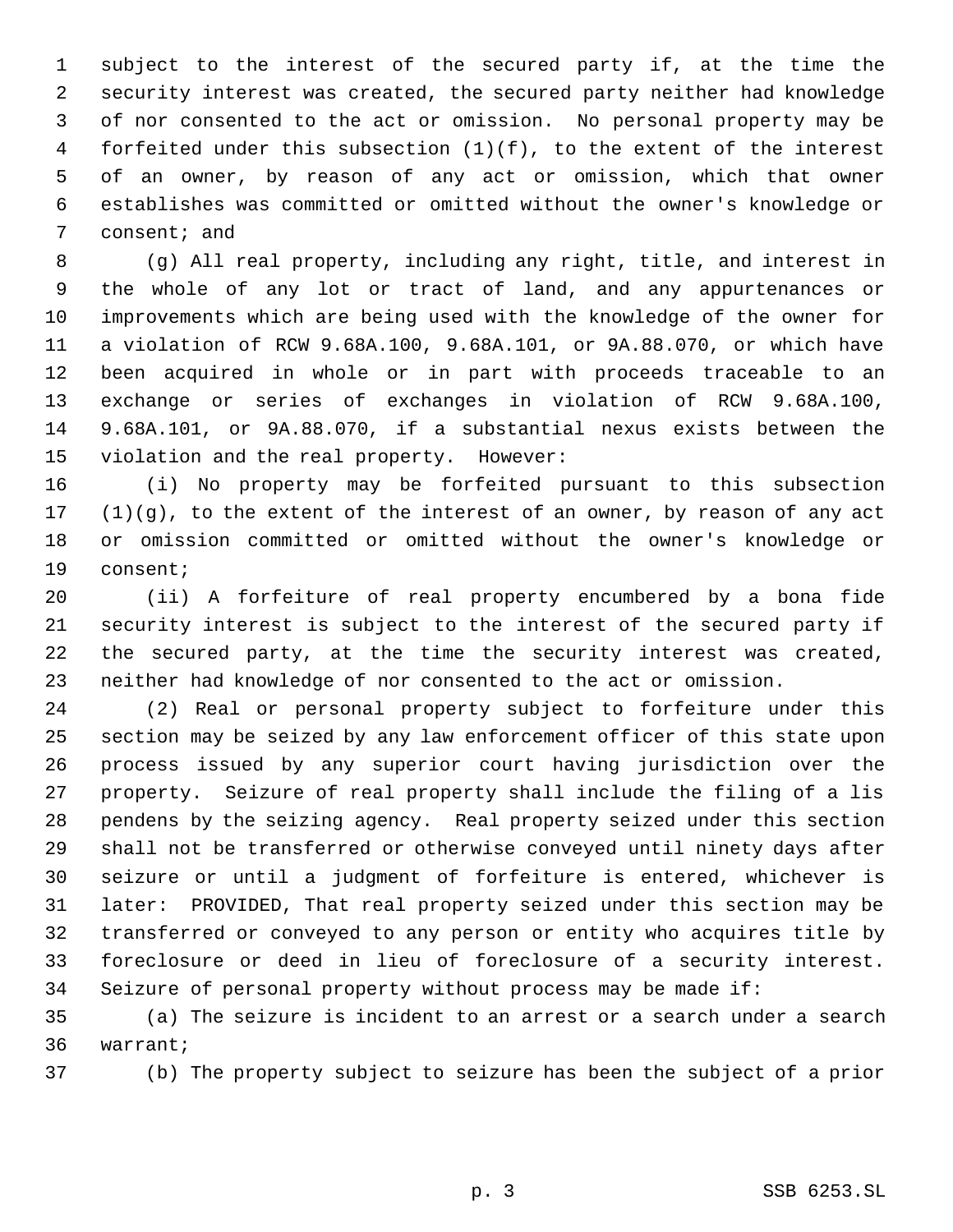subject to the interest of the secured party if, at the time the security interest was created, the secured party neither had knowledge of nor consented to the act or omission. No personal property may be forfeited under this subsection (1)(f), to the extent of the interest of an owner, by reason of any act or omission, which that owner establishes was committed or omitted without the owner's knowledge or consent; and

(g) All real property, including any right, title, and interest in the whole of any lot or tract of land, and any appurtenances or improvements which are being used with the knowledge of the owner for a violation of RCW 9.68A.100, 9.68A.101, or 9A.88.070, or which have been acquired in whole or in part with proceeds traceable to an exchange or series of exchanges in violation of RCW 9.68A.100, 9.68A.101, or 9A.88.070, if a substantial nexus exists between the violation and the real property. However:

(i) No property may be forfeited pursuant to this subsection (1)(g), to the extent of the interest of an owner, by reason of any act or omission committed or omitted without the owner's knowledge or consent;

(ii) A forfeiture of real property encumbered by a bona fide security interest is subject to the interest of the secured party if the secured party, at the time the security interest was created, neither had knowledge of nor consented to the act or omission.

(2) Real or personal property subject to forfeiture under this section may be seized by any law enforcement officer of this state upon process issued by any superior court having jurisdiction over the property. Seizure of real property shall include the filing of a lis pendens by the seizing agency. Real property seized under this section shall not be transferred or otherwise conveyed until ninety days after seizure or until a judgment of forfeiture is entered, whichever is later: PROVIDED, That real property seized under this section may be transferred or conveyed to any person or entity who acquires title by foreclosure or deed in lieu of foreclosure of a security interest. Seizure of personal property without process may be made if:

(a) The seizure is incident to an arrest or a search under a search warrant;

(b) The property subject to seizure has been the subject of a prior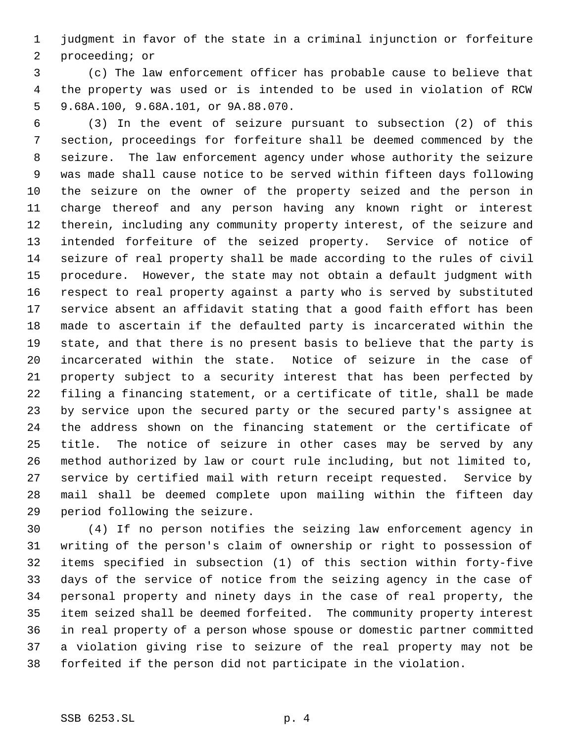judgment in favor of the state in a criminal injunction or forfeiture proceeding; or

(c) The law enforcement officer has probable cause to believe that the property was used or is intended to be used in violation of RCW 9.68A.100, 9.68A.101, or 9A.88.070.

(3) In the event of seizure pursuant to subsection (2) of this section, proceedings for forfeiture shall be deemed commenced by the seizure. The law enforcement agency under whose authority the seizure was made shall cause notice to be served within fifteen days following the seizure on the owner of the property seized and the person in charge thereof and any person having any known right or interest therein, including any community property interest, of the seizure and intended forfeiture of the seized property. Service of notice of seizure of real property shall be made according to the rules of civil procedure. However, the state may not obtain a default judgment with respect to real property against a party who is served by substituted service absent an affidavit stating that a good faith effort has been made to ascertain if the defaulted party is incarcerated within the state, and that there is no present basis to believe that the party is incarcerated within the state. Notice of seizure in the case of property subject to a security interest that has been perfected by filing a financing statement, or a certificate of title, shall be made by service upon the secured party or the secured party's assignee at the address shown on the financing statement or the certificate of title. The notice of seizure in other cases may be served by any method authorized by law or court rule including, but not limited to, service by certified mail with return receipt requested. Service by mail shall be deemed complete upon mailing within the fifteen day period following the seizure.

(4) If no person notifies the seizing law enforcement agency in writing of the person's claim of ownership or right to possession of items specified in subsection (1) of this section within forty-five days of the service of notice from the seizing agency in the case of personal property and ninety days in the case of real property, the item seized shall be deemed forfeited. The community property interest in real property of a person whose spouse or domestic partner committed a violation giving rise to seizure of the real property may not be forfeited if the person did not participate in the violation.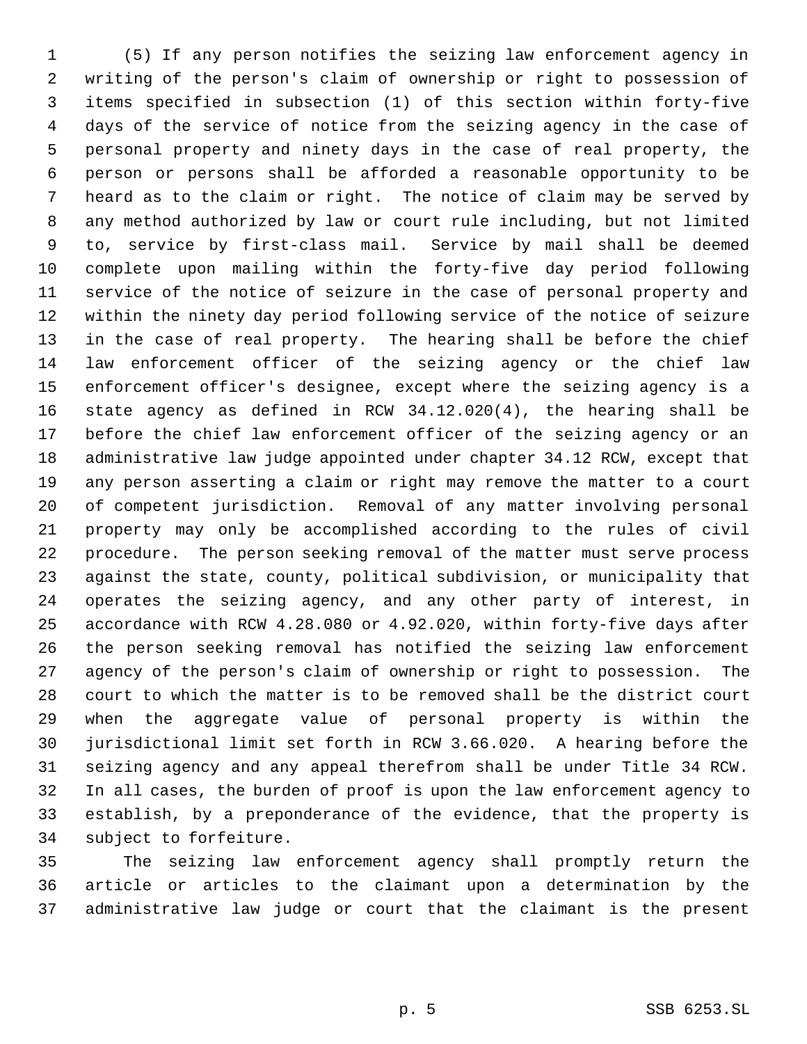(5) If any person notifies the seizing law enforcement agency in writing of the person's claim of ownership or right to possession of items specified in subsection (1) of this section within forty-five days of the service of notice from the seizing agency in the case of personal property and ninety days in the case of real property, the person or persons shall be afforded a reasonable opportunity to be heard as to the claim or right. The notice of claim may be served by any method authorized by law or court rule including, but not limited to, service by first-class mail. Service by mail shall be deemed complete upon mailing within the forty-five day period following service of the notice of seizure in the case of personal property and within the ninety day period following service of the notice of seizure in the case of real property. The hearing shall be before the chief law enforcement officer of the seizing agency or the chief law enforcement officer's designee, except where the seizing agency is a state agency as defined in RCW 34.12.020(4), the hearing shall be before the chief law enforcement officer of the seizing agency or an administrative law judge appointed under chapter 34.12 RCW, except that any person asserting a claim or right may remove the matter to a court of competent jurisdiction. Removal of any matter involving personal property may only be accomplished according to the rules of civil procedure. The person seeking removal of the matter must serve process against the state, county, political subdivision, or municipality that operates the seizing agency, and any other party of interest, in accordance with RCW 4.28.080 or 4.92.020, within forty-five days after the person seeking removal has notified the seizing law enforcement agency of the person's claim of ownership or right to possession. The court to which the matter is to be removed shall be the district court when the aggregate value of personal property is within the jurisdictional limit set forth in RCW 3.66.020. A hearing before the seizing agency and any appeal therefrom shall be under Title 34 RCW. In all cases, the burden of proof is upon the law enforcement agency to establish, by a preponderance of the evidence, that the property is subject to forfeiture.

The seizing law enforcement agency shall promptly return the article or articles to the claimant upon a determination by the administrative law judge or court that the claimant is the present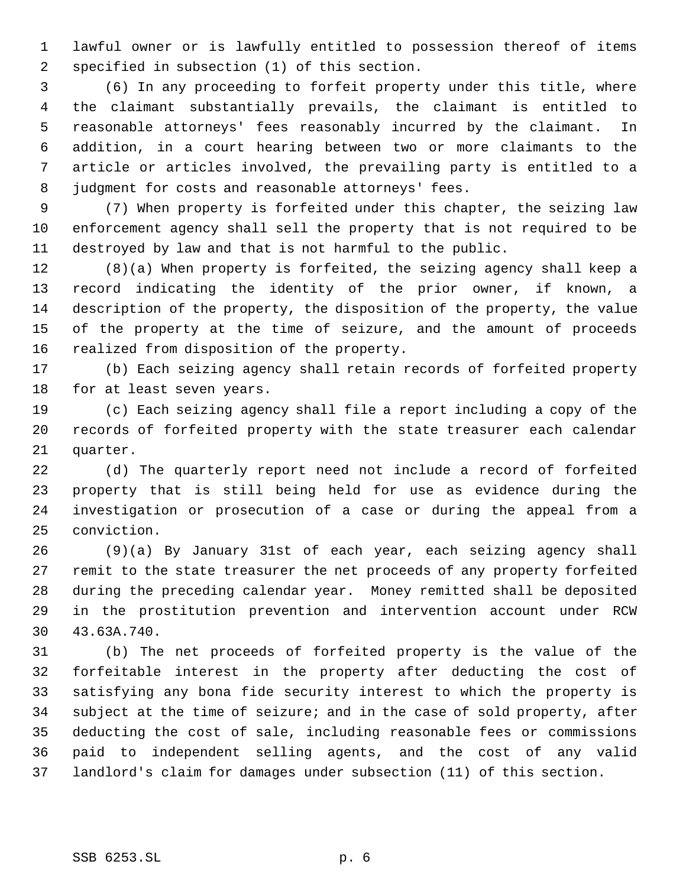lawful owner or is lawfully entitled to possession thereof of items specified in subsection (1) of this section.

(6) In any proceeding to forfeit property under this title, where the claimant substantially prevails, the claimant is entitled to reasonable attorneys' fees reasonably incurred by the claimant. In addition, in a court hearing between two or more claimants to the article or articles involved, the prevailing party is entitled to a judgment for costs and reasonable attorneys' fees.

(7) When property is forfeited under this chapter, the seizing law enforcement agency shall sell the property that is not required to be destroyed by law and that is not harmful to the public.

(8)(a) When property is forfeited, the seizing agency shall keep a record indicating the identity of the prior owner, if known, a description of the property, the disposition of the property, the value of the property at the time of seizure, and the amount of proceeds realized from disposition of the property.

(b) Each seizing agency shall retain records of forfeited property for at least seven years.

(c) Each seizing agency shall file a report including a copy of the records of forfeited property with the state treasurer each calendar quarter.

(d) The quarterly report need not include a record of forfeited property that is still being held for use as evidence during the investigation or prosecution of a case or during the appeal from a conviction.

(9)(a) By January 31st of each year, each seizing agency shall remit to the state treasurer the net proceeds of any property forfeited during the preceding calendar year. Money remitted shall be deposited in the prostitution prevention and intervention account under RCW 43.63A.740.

(b) The net proceeds of forfeited property is the value of the forfeitable interest in the property after deducting the cost of satisfying any bona fide security interest to which the property is subject at the time of seizure; and in the case of sold property, after deducting the cost of sale, including reasonable fees or commissions paid to independent selling agents, and the cost of any valid landlord's claim for damages under subsection (11) of this section.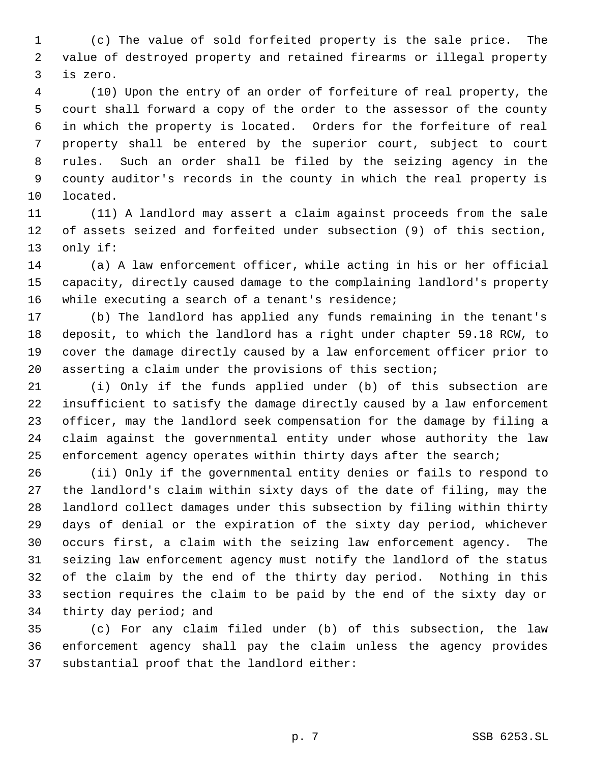(c) The value of sold forfeited property is the sale price. The value of destroyed property and retained firearms or illegal property is zero.

(10) Upon the entry of an order of forfeiture of real property, the court shall forward a copy of the order to the assessor of the county in which the property is located. Orders for the forfeiture of real property shall be entered by the superior court, subject to court rules. Such an order shall be filed by the seizing agency in the county auditor's records in the county in which the real property is located.

(11) A landlord may assert a claim against proceeds from the sale of assets seized and forfeited under subsection (9) of this section, only if:

(a) A law enforcement officer, while acting in his or her official capacity, directly caused damage to the complaining landlord's property while executing a search of a tenant's residence;

(b) The landlord has applied any funds remaining in the tenant's deposit, to which the landlord has a right under chapter 59.18 RCW, to cover the damage directly caused by a law enforcement officer prior to asserting a claim under the provisions of this section;

(i) Only if the funds applied under (b) of this subsection are insufficient to satisfy the damage directly caused by a law enforcement officer, may the landlord seek compensation for the damage by filing a claim against the governmental entity under whose authority the law enforcement agency operates within thirty days after the search;

(ii) Only if the governmental entity denies or fails to respond to the landlord's claim within sixty days of the date of filing, may the landlord collect damages under this subsection by filing within thirty days of denial or the expiration of the sixty day period, whichever occurs first, a claim with the seizing law enforcement agency. The seizing law enforcement agency must notify the landlord of the status of the claim by the end of the thirty day period. Nothing in this section requires the claim to be paid by the end of the sixty day or thirty day period; and

(c) For any claim filed under (b) of this subsection, the law enforcement agency shall pay the claim unless the agency provides substantial proof that the landlord either: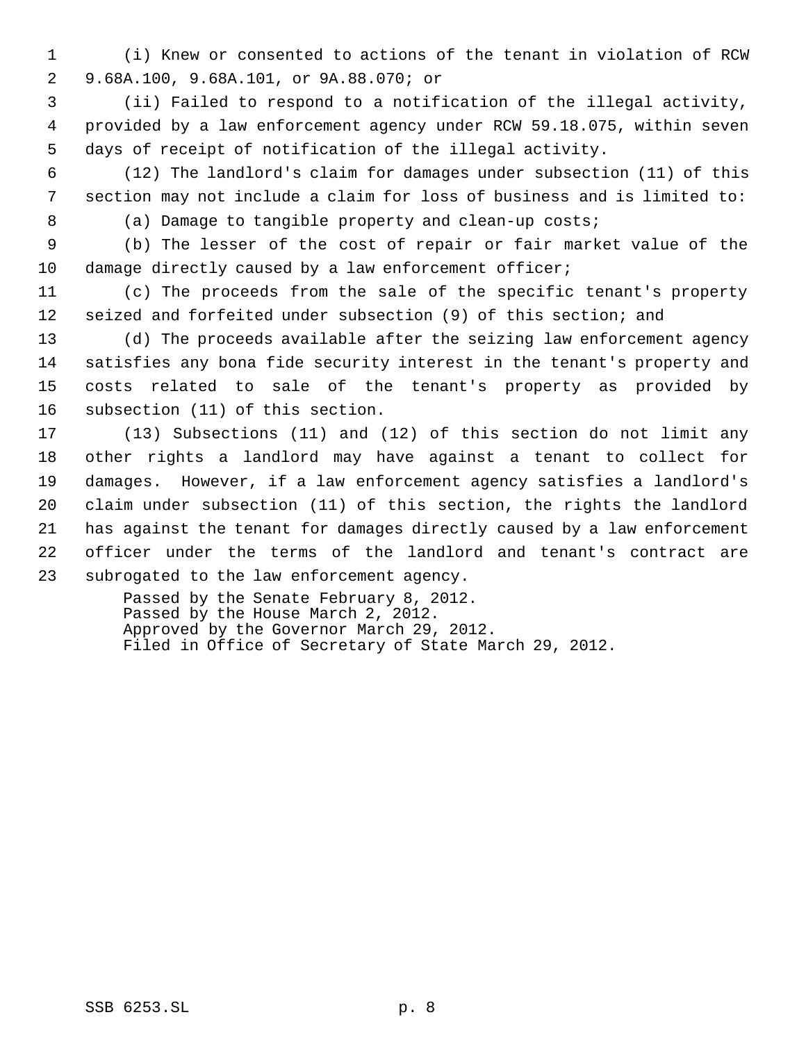(i) Knew or consented to actions of the tenant in violation of RCW 9.68A.100, 9.68A.101, or 9A.88.070; or

(ii) Failed to respond to a notification of the illegal activity, provided by a law enforcement agency under RCW 59.18.075, within seven days of receipt of notification of the illegal activity.

(12) The landlord's claim for damages under subsection (11) of this section may not include a claim for loss of business and is limited to:

(a) Damage to tangible property and clean-up costs;

(b) The lesser of the cost of repair or fair market value of the damage directly caused by a law enforcement officer;

(c) The proceeds from the sale of the specific tenant's property seized and forfeited under subsection (9) of this section; and

(d) The proceeds available after the seizing law enforcement agency satisfies any bona fide security interest in the tenant's property and costs related to sale of the tenant's property as provided by subsection (11) of this section.

(13) Subsections (11) and (12) of this section do not limit any other rights a landlord may have against a tenant to collect for damages. However, if a law enforcement agency satisfies a landlord's claim under subsection (11) of this section, the rights the landlord has against the tenant for damages directly caused by a law enforcement officer under the terms of the landlord and tenant's contract are subrogated to the law enforcement agency.

Passed by the Senate February 8, 2012.
Passed by the House March 2, 2012.
Approved by the Governor March 29, 2012.
Filed in Office of Secretary of State March 29, 2012.